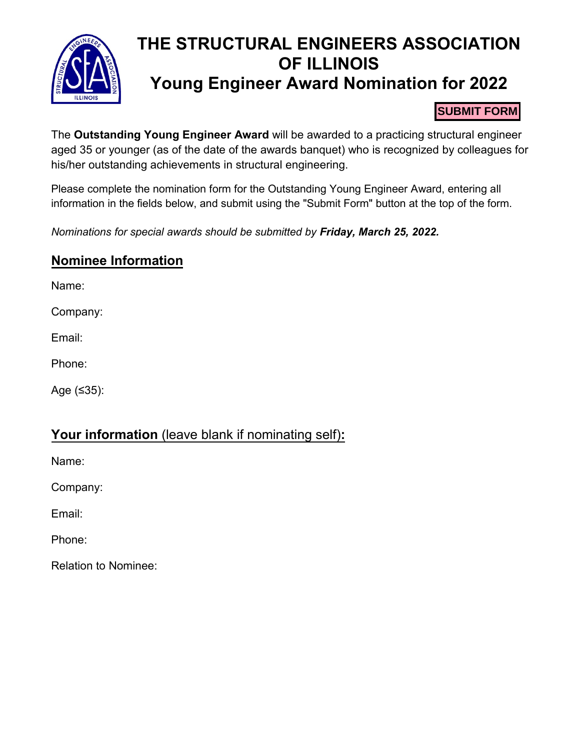# THE STRUCTURAL ENGINEERS ASSOCIATION OF ILLINOIS
# Young Engineer Award Nomination for 2022

**SUBMIT FORM**

The **Outstanding Young Engineer Award** will be awarded to a practicing structural engineer aged 35 or younger (as of the date of the awards banquet) who is recognized by colleagues for his/her outstanding achievements in structural engineering.

Please complete the nomination form for the Outstanding Young Engineer Award, entering all information in the fields below, and submit using the "Submit Form" button at the top of the form.

*Nominations for special awards should be submitted by **Friday, March 25, 2022.***

## Nominee Information

Name:

Company:

Email:

Phone:

Age (≤35):

## Your information (leave blank if nominating self):

Name:

Company:

Email:

Phone:

Relation to Nominee: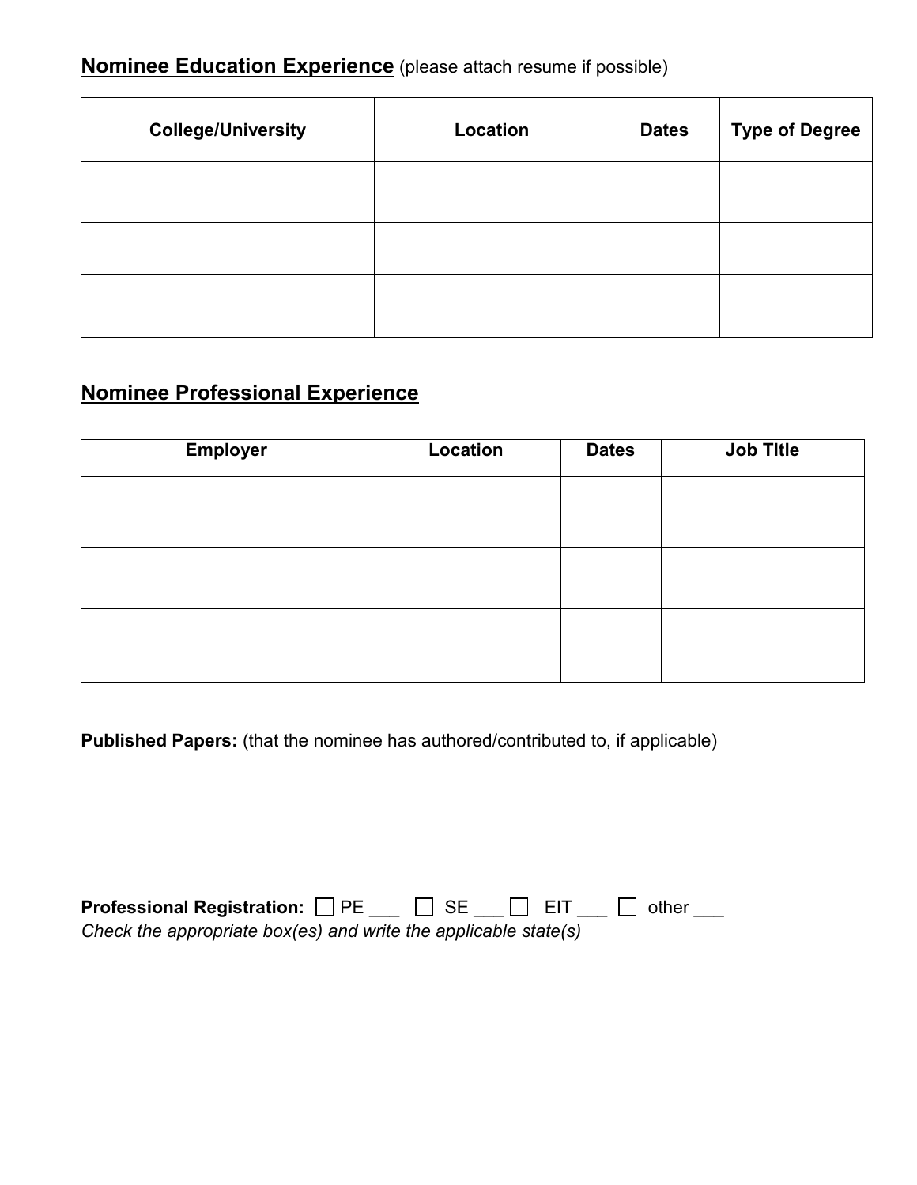**<u>Nominee Education Experience</u>** (please attach resume if possible)

| College/University | Location | Dates | Type of Degree |
| --- | --- | --- | --- |
| | | | |
| | | | |
| | | | |

## <u>Nominee Professional Experience</u>

| Employer | Location | Dates | Job TItle |
| --- | --- | --- | --- |
| | | | |
| | | | |
| | | | |

**Published Papers:** (that the nominee has authored/contributed to, if applicable)

**Professional Registration:** ☐ PE ___ ☐ SE ___ ☐ EIT ___ ☐ other ___
*Check the appropriate box(es) and write the applicable state(s)*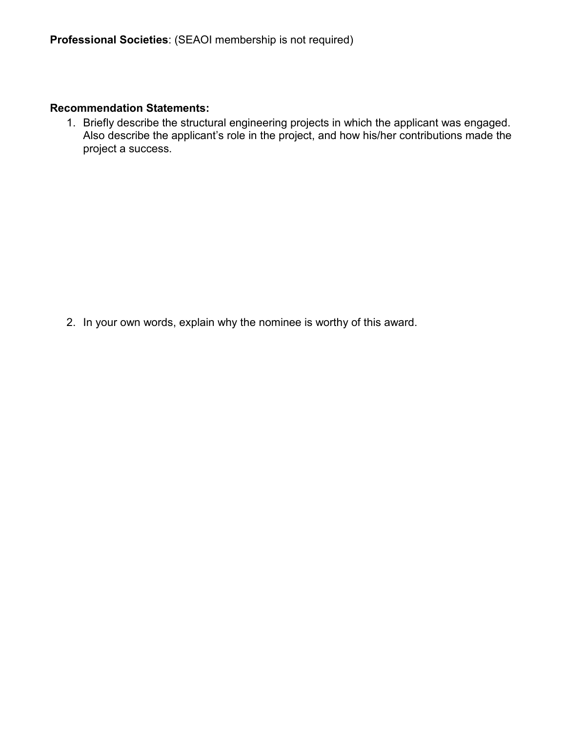**Professional Societies**: (SEAOI membership is not required)

**Recommendation Statements:**

1. Briefly describe the structural engineering projects in which the applicant was engaged. Also describe the applicant's role in the project, and how his/her contributions made the project a success.

2. In your own words, explain why the nominee is worthy of this award.